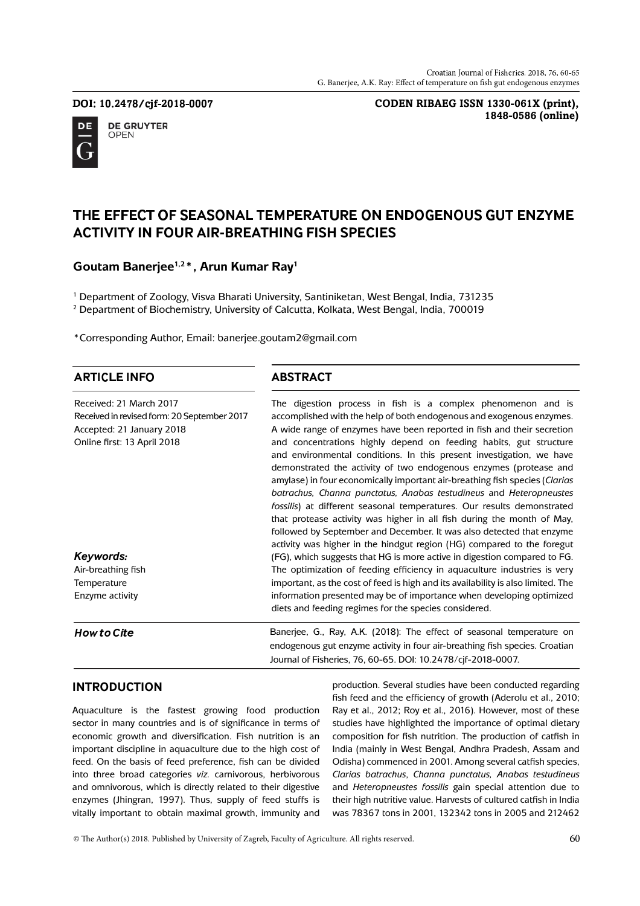DOI: 10.2478/cjf-2018-0007

CODEN RIBAEG ISSN 1330-061X (print), 1848-0586 (online)

# THE EFFECT OF SEASONAL TEMPERATURE ON ENDOGENOUS GUT ENZYME ACTIVITY IN FOUR AIR-BREATHING FISH SPECIES

**Goutam Banerjee[1,2]*, Arun Kumar Ray[1]**

[1] Department of Zoology, Visva Bharati University, Santiniketan, West Bengal, India, 731235

[2] Department of Biochemistry, University of Calcutta, Kolkata, West Bengal, India, 700019

*Corresponding Author, Email: banerjee.goutam2@gmail.com

## ARTICLE INFO

Received: 21 March 2017
Received in revised form: 20 September 2017
Accepted: 21 January 2018
Online first: 13 April 2018

## ABSTRACT

The digestion process in fish is a complex phenomenon and is accomplished with the help of both endogenous and exogenous enzymes. A wide range of enzymes have been reported in fish and their secretion and concentrations highly depend on feeding habits, gut structure and environmental conditions. In this present investigation, we have demonstrated the activity of two endogenous enzymes (protease and amylase) in four economically important air-breathing fish species (*Clarias batrachus, Channa punctatus, Anabas testudineus* and *Heteropneustes fossilis*) at different seasonal temperatures. Our results demonstrated that protease activity was higher in all fish during the month of May, followed by September and December. It was also detected that enzyme activity was higher in the hindgut region (HG) compared to the foregut (FG), which suggests that HG is more active in digestion compared to FG. The optimization of feeding efficiency in aquaculture industries is very important, as the cost of feed is high and its availability is also limited. The information presented may be of importance when developing optimized diets and feeding regimes for the species considered.

***Keywords:***
Air-breathing fish
Temperature
Enzyme activity

***How to Cite***

Banerjee, G., Ray, A.K. (2018): The effect of seasonal temperature on endogenous gut enzyme activity in four air-breathing fish species. Croatian Journal of Fisheries, 76, 60-65. DOI: 10.2478/cjf-2018-0007.

## INTRODUCTION

Aquaculture is the fastest growing food production sector in many countries and is of significance in terms of economic growth and diversification. Fish nutrition is an important discipline in aquaculture due to the high cost of feed. On the basis of feed preference, fish can be divided into three broad categories *viz.* carnivorous, herbivorous and omnivorous, which is directly related to their digestive enzymes (Jhingran, 1997). Thus, supply of feed stuffs is vitally important to obtain maximal growth, immunity and production. Several studies have been conducted regarding fish feed and the efficiency of growth (Aderolu et al., 2010; Ray et al., 2012; Roy et al., 2016). However, most of these studies have highlighted the importance of optimal dietary composition for fish nutrition. The production of catfish in India (mainly in West Bengal, Andhra Pradesh, Assam and Odisha) commenced in 2001. Among several catfish species, *Clarias batrachus*, *Channa punctatus, Anabas testudineus* and *Heteropneustes fossilis* gain special attention due to their high nutritive value. Harvests of cultured catfish in India was 78367 tons in 2001, 132342 tons in 2005 and 212462

© The Author(s) 2018. Published by University of Zagreb, Faculty of Agriculture. All rights reserved.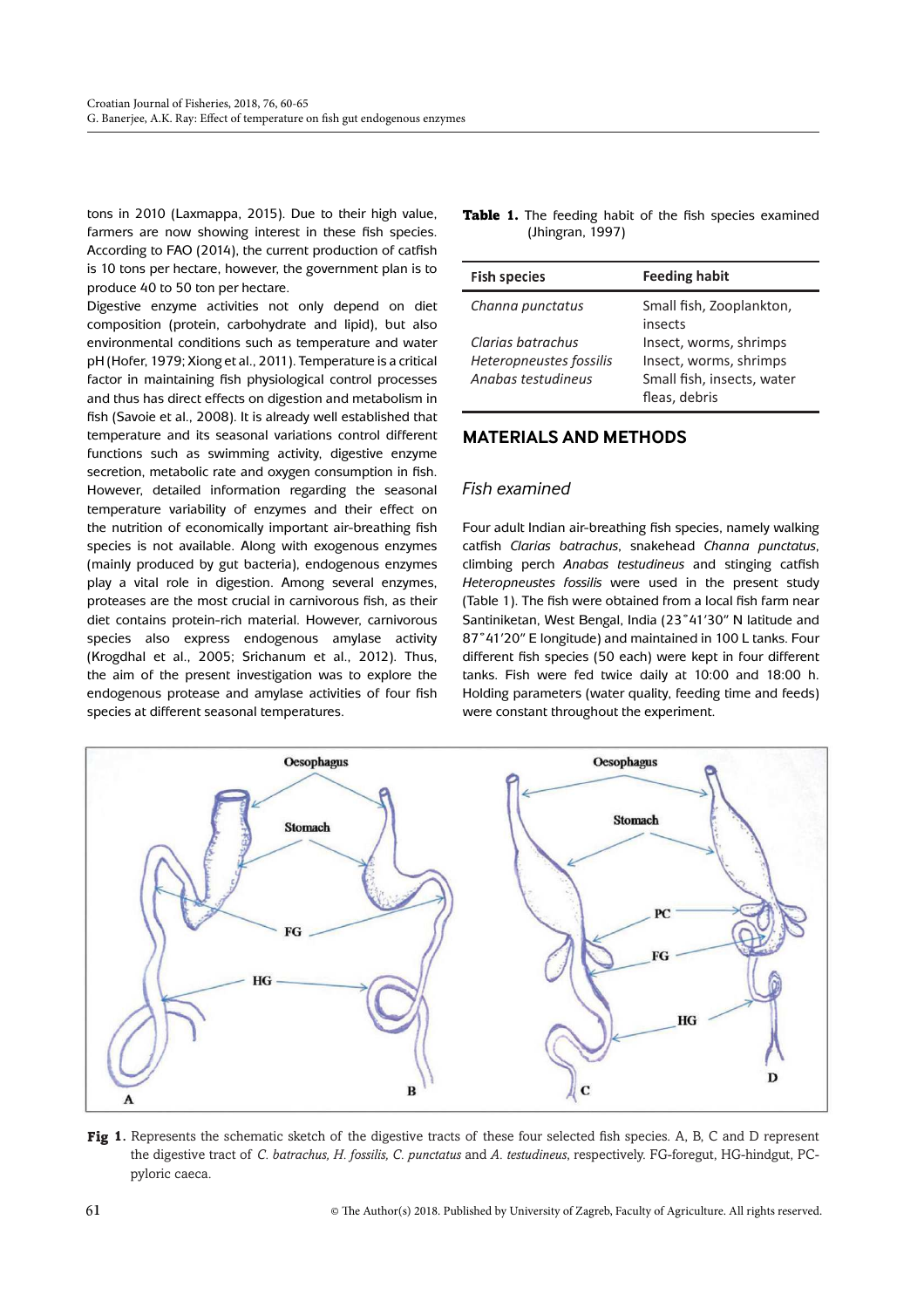tons in 2010 (Laxmappa, 2015). Due to their high value, farmers are now showing interest in these fish species. According to FAO (2014), the current production of catfish is 10 tons per hectare, however, the government plan is to produce 40 to 50 ton per hectare.

Digestive enzyme activities not only depend on diet composition (protein, carbohydrate and lipid), but also environmental conditions such as temperature and water pH (Hofer, 1979; Xiong et al., 2011). Temperature is a critical factor in maintaining fish physiological control processes and thus has direct effects on digestion and metabolism in fish (Savoie et al., 2008). It is already well established that temperature and its seasonal variations control different functions such as swimming activity, digestive enzyme secretion, metabolic rate and oxygen consumption in fish. However, detailed information regarding the seasonal temperature variability of enzymes and their effect on the nutrition of economically important air-breathing fish species is not available. Along with exogenous enzymes (mainly produced by gut bacteria), endogenous enzymes play a vital role in digestion. Among several enzymes, proteases are the most crucial in carnivorous fish, as their diet contains protein-rich material. However, carnivorous species also express endogenous amylase activity (Krogdhal et al., 2005; Srichanum et al., 2012). Thus, the aim of the present investigation was to explore the endogenous protease and amylase activities of four fish species at different seasonal temperatures.

**Table 1.** The feeding habit of the fish species examined (Jhingran, 1997)

| Fish species | Feeding habit |
|---|---|
| *Channa punctatus* | Small fish, Zooplankton, insects |
| *Clarias batrachus* | Insect, worms, shrimps |
| *Heteropneustes fossilis* | Insect, worms, shrimps |
| *Anabas testudineus* | Small fish, insects, water fleas, debris |

## MATERIALS AND METHODS

### Fish examined

Four adult Indian air-breathing fish species, namely walking catfish *Clarias batrachus*, snakehead *Channa punctatus*, climbing perch *Anabas testudineus* and stinging catfish *Heteropneustes fossilis* were used in the present study (Table 1). The fish were obtained from a local fish farm near Santiniketan, West Bengal, India (23˚41'30" N latitude and 87˚41'20" E longitude) and maintained in 100 L tanks. Four different fish species (50 each) were kept in four different tanks. Fish were fed twice daily at 10:00 and 18:00 h. Holding parameters (water quality, feeding time and feeds) were constant throughout the experiment.

**Fig 1.** Represents the schematic sketch of the digestive tracts of these four selected fish species. A, B, C and D represent the digestive tract of *C. batrachus, H. fossilis, C. punctatus* and *A. testudineus*, respectively. FG-foregut, HG-hindgut, PC-pyloric caeca.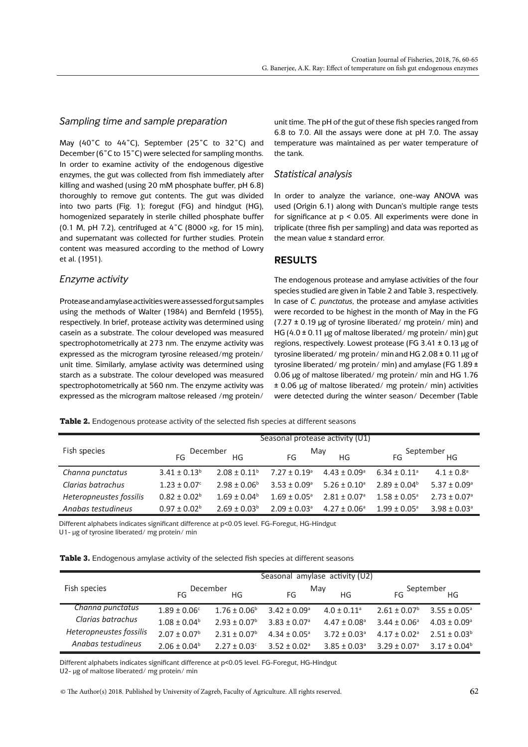### *Sampling time and sample preparation*

May (40˚C to 44˚C), September (25˚C to 32˚C) and December (6˚C to 15˚C) were selected for sampling months. In order to examine activity of the endogenous digestive enzymes, the gut was collected from fish immediately after killing and washed (using 20 mM phosphate buffer, pH 6.8) thoroughly to remove gut contents. The gut was divided into two parts (Fig. 1); foregut (FG) and hindgut (HG), homogenized separately in sterile chilled phosphate buffer (0.1 M, pH 7.2), centrifuged at 4˚C (8000 ×g, for 15 min), and supernatant was collected for further studies. Protein content was measured according to the method of Lowry et al. (1951).

### *Enzyme activity*

Protease and amylase activities were assessed for gut samples using the methods of Walter (1984) and Bernfeld (1955), respectively. In brief, protease activity was determined using casein as a substrate. The colour developed was measured spectrophotometrically at 273 nm. The enzyme activity was expressed as the microgram tyrosine released/mg protein/unit time. Similarly, amylase activity was determined using starch as a substrate. The colour developed was measured spectrophotometrically at 560 nm. The enzyme activity was expressed as the microgram maltose released /mg protein/unit time. The pH of the gut of these fish species ranged from 6.8 to 7.0. All the assays were done at pH 7.0. The assay temperature was maintained as per water temperature of the tank.

### *Statistical analysis*

In order to analyze the variance, one-way ANOVA was used (Origin 6.1) along with Duncan's multiple range tests for significance at $p < 0.05$. All experiments were done in triplicate (three fish per sampling) and data was reported as the mean value ± standard error.

## RESULTS

The endogenous protease and amylase activities of the four species studied are given in Table 2 and Table 3, respectively. In case of *C. punctatus*, the protease and amylase activities were recorded to be highest in the month of May in the FG (7.27 ± 0.19 µg of tyrosine liberated/ mg protein/ min) and HG (4.0 ± 0.11 µg of maltose liberated/ mg protein/ min) gut regions, respectively. Lowest protease (FG 3.41 ± 0.13 µg of tyrosine liberated/ mg protein/ min and HG 2.08 ± 0.11 µg of tyrosine liberated/ mg protein/ min) and amylase (FG 1.89 ± 0.06 µg of maltose liberated/ mg protein/ min and HG 1.76 ± 0.06 µg of maltose liberated/ mg protein/ min) activities were detected during the winter season/ December (Table

**Table 2.** Endogenous protease activity of the selected fish species at different seasons

| Fish species | Seasonal protease activity (U1) | | | | | |
|---|---|---|---|---|---|---|
| | December | | May | | September | |
| | FG | HG | FG | HG | FG | HG |
| *Channa punctatus* | 3.41 ± 0.13[b] | 2.08 ± 0.11[b] | 7.27 ± 0.19[a] | 4.43 ± 0.09[a] | 6.34 ± 0.11[a] | 4.1 ± 0.8[a] |
| *Clarias batrachus* | 1.23 ± 0.07[c] | 2.98 ± 0.06[b] | 3.53 ± 0.09[a] | 5.26 ± 0.10[a] | 2.89 ± 0.04[b] | 5.37 ± 0.09[a] |
| *Heteropneustes fossilis* | 0.82 ± 0.02[b] | 1.69 ± 0.04[b] | 1.69 ± 0.05[a] | 2.81 ± 0.07[a] | 1.58 ± 0.05[a] | 2.73 ± 0.07[a] |
| *Anabas testudineus* | 0.97 ± 0.02[b] | 2.69 ± 0.03[b] | 2.09 ± 0.03[a] | 4.27 ± 0.06[a] | 1.99 ± 0.05[a] | 3.98 ± 0.03[a] |

Different alphabets indicates significant difference at p<0.05 level. FG-Foregut, HG-Hindgut
U1- µg of tyrosine liberated/ mg protein/ min

**Table 3.** Endogenous amylase activity of the selected fish species at different seasons

| Fish species | Seasonal amylase activity (U2) | | | | | |
|---|---|---|---|---|---|---|
| | December | | May | | September | |
| | FG | HG | FG | HG | FG | HG |
| *Channa punctatus* | 1.89 ± 0.06[c] | 1.76 ± 0.06[b] | 3.42 ± 0.09[a] | 4.0 ± 0.11[a] | 2.61 ± 0.07[b] | 3.55 ± 0.05[a] |
| *Clarias batrachus* | 1.08 ± 0.04[b] | 2.93 ± 0.07[b] | 3.83 ± 0.07[a] | 4.47 ± 0.08[a] | 3.44 ± 0.06[a] | 4.03 ± 0.09[a] |
| *Heteropneustes fossilis* | 2.07 ± 0.07[b] | 2.31 ± 0.07[b] | 4.34 ± 0.05[a] | 3.72 ± 0.03[a] | 4.17 ± 0.02[a] | 2.51 ± 0.03[b] |
| *Anabas testudineus* | 2.06 ± 0.04[b] | 2.27 ± 0.03[c] | 3.52 ± 0.02[a] | 3.85 ± 0.03[a] | 3.29 ± 0.07[a] | 3.17 ± 0.04[b] |

Different alphabets indicates significant difference at p<0.05 level. FG-Foregut, HG-Hindgut
U2- µg of maltose liberated/ mg protein/ min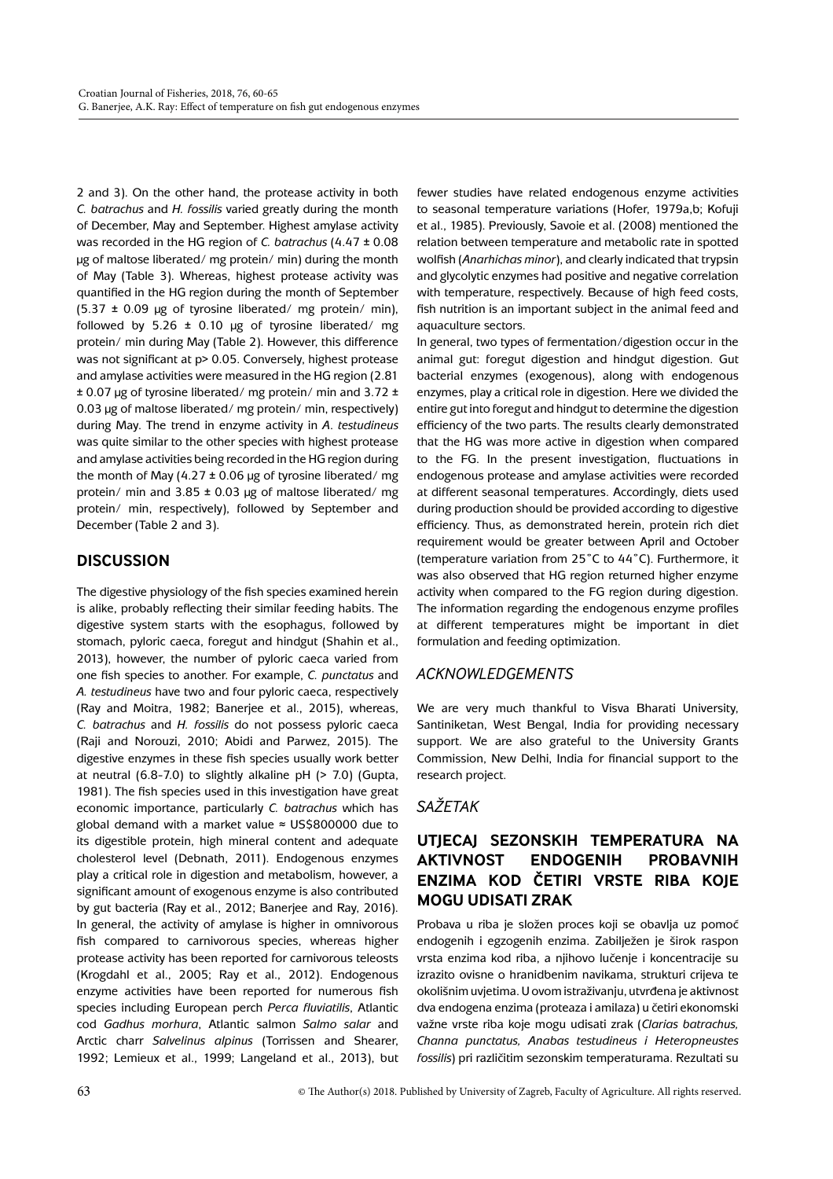2 and 3). On the other hand, the protease activity in both *C. batrachus* and *H. fossilis* varied greatly during the month of December, May and September. Highest amylase activity was recorded in the HG region of *C. batrachus* (4.47 ± 0.08 μg of maltose liberated/ mg protein/ min) during the month of May (Table 3). Whereas, highest protease activity was quantified in the HG region during the month of September (5.37 ± 0.09 μg of tyrosine liberated/ mg protein/ min), followed by 5.26 ± 0.10 μg of tyrosine liberated/ mg protein/ min during May (Table 2). However, this difference was not significant at $p > 0.05$. Conversely, highest protease and amylase activities were measured in the HG region (2.81 ± 0.07 μg of tyrosine liberated/ mg protein/ min and 3.72 ± 0.03 μg of maltose liberated/ mg protein/ min, respectively) during May. The trend in enzyme activity in *A. testudineus* was quite similar to the other species with highest protease and amylase activities being recorded in the HG region during the month of May (4.27 ± 0.06 μg of tyrosine liberated/ mg protein/ min and 3.85 ± 0.03 μg of maltose liberated/ mg protein/ min, respectively), followed by September and December (Table 2 and 3).

## DISCUSSION

The digestive physiology of the fish species examined herein is alike, probably reflecting their similar feeding habits. The digestive system starts with the esophagus, followed by stomach, pyloric caeca, foregut and hindgut (Shahin et al., 2013), however, the number of pyloric caeca varied from one fish species to another. For example, *C. punctatus* and *A. testudineus* have two and four pyloric caeca, respectively (Ray and Moitra, 1982; Banerjee et al., 2015), whereas, *C. batrachus* and *H. fossilis* do not possess pyloric caeca (Raji and Norouzi, 2010; Abidi and Parwez, 2015). The digestive enzymes in these fish species usually work better at neutral (6.8-7.0) to slightly alkaline pH (> 7.0) (Gupta, 1981). The fish species used in this investigation have great economic importance, particularly *C. batrachus* which has global demand with a market value ≈ US$800000 due to its digestible protein, high mineral content and adequate cholesterol level (Debnath, 2011). Endogenous enzymes play a critical role in digestion and metabolism, however, a significant amount of exogenous enzyme is also contributed by gut bacteria (Ray et al., 2012; Banerjee and Ray, 2016). In general, the activity of amylase is higher in omnivorous fish compared to carnivorous species, whereas higher protease activity has been reported for carnivorous teleosts (Krogdahl et al., 2005; Ray et al., 2012). Endogenous enzyme activities have been reported for numerous fish species including European perch *Perca fluviatilis*, Atlantic cod *Gadhus morhura*, Atlantic salmon *Salmo salar* and Arctic charr *Salvelinus alpinus* (Torrissen and Shearer, 1992; Lemieux et al., 1999; Langeland et al., 2013), but fewer studies have related endogenous enzyme activities to seasonal temperature variations (Hofer, 1979a,b; Kofuji et al., 1985). Previously, Savoie et al. (2008) mentioned the relation between temperature and metabolic rate in spotted wolfish (*Anarhichas minor*), and clearly indicated that trypsin and glycolytic enzymes had positive and negative correlation with temperature, respectively. Because of high feed costs, fish nutrition is an important subject in the animal feed and aquaculture sectors.

In general, two types of fermentation/digestion occur in the animal gut: foregut digestion and hindgut digestion. Gut bacterial enzymes (exogenous), along with endogenous enzymes, play a critical role in digestion. Here we divided the entire gut into foregut and hindgut to determine the digestion efficiency of the two parts. The results clearly demonstrated that the HG was more active in digestion when compared to the FG. In the present investigation, fluctuations in endogenous protease and amylase activities were recorded at different seasonal temperatures. Accordingly, diets used during production should be provided according to digestive efficiency. Thus, as demonstrated herein, protein rich diet requirement would be greater between April and October (temperature variation from 25°C to 44°C). Furthermore, it was also observed that HG region returned higher enzyme activity when compared to the FG region during digestion. The information regarding the endogenous enzyme profiles at different temperatures might be important in diet formulation and feeding optimization.

### *ACKNOWLEDGEMENTS*

We are very much thankful to Visva Bharati University, Santiniketan, West Bengal, India for providing necessary support. We are also grateful to the University Grants Commission, New Delhi, India for financial support to the research project.

### *SAŽETAK*

## UTJECAJ SEZONSKIH TEMPERATURA NA AKTIVNOST ENDOGENIH PROBAVNIH ENZIMA KOD ČETIRI VRSTE RIBA KOJE MOGU UDISATI ZRAK

Probava u riba je složen proces koji se obavlja uz pomoć endogenih i egzogenih enzima. Zabilježen je širok raspon vrsta enzima kod riba, a njihovo lučenje i koncentracije su izrazito ovisne o hranidbenim navikama, strukturi crijeva te okolišnim uvjetima. U ovom istraživanju, utvrđena je aktivnost dva endogena enzima (proteaza i amilaza) u četiri ekonomski važne vrste riba koje mogu udisati zrak (*Clarias batrachus, Channa punctatus, Anabas testudineus i Heteropneustes fossilis*) pri različitim sezonskim temperaturama. Rezultati su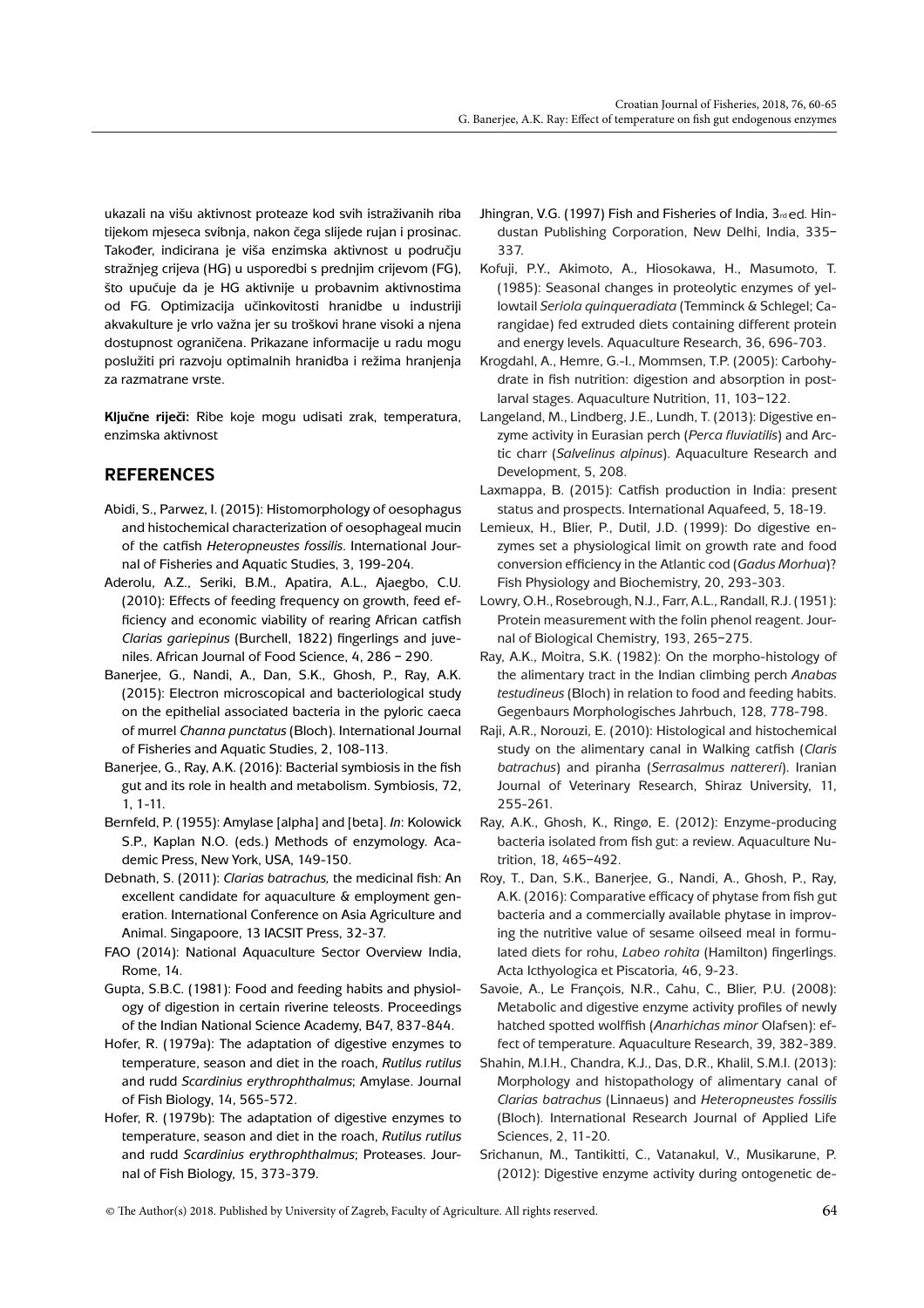ukazali na višu aktivnost proteaze kod svih istraživanih riba tijekom mjeseca svibnja, nakon čega slijede rujan i prosinac. Također, indicirana je viša enzimska aktivnost u području stražnjeg crijeva (HG) u usporedbi s prednjim crijevom (FG), što upućuje da je HG aktivnije u probavnim aktivnostima od FG. Optimizacija učinkovitosti hranidbe u industriji akvakulture je vrlo važna jer su troškovi hrane visoki a njena dostupnost ograničena. Prikazane informacije u radu mogu poslužiti pri razvoju optimalnih hranidba i režima hranjenja za razmatrane vrste.

**Ključne riječi:** Ribe koje mogu udisati zrak, temperatura, enzimska aktivnost

## REFERENCES

Abidi, S., Parwez, I. (2015): Histomorphology of oesophagus and histochemical characterization of oesophageal mucin of the catfish *Heteropneustes fossilis*. International Journal of Fisheries and Aquatic Studies, 3, 199-204.

Aderolu, A.Z., Seriki, B.M., Apatira, A.L., Ajaegbo, C.U. (2010): Effects of feeding frequency on growth, feed efficiency and economic viability of rearing African catfish *Clarias gariepinus* (Burchell, 1822) fingerlings and juveniles. African Journal of Food Science, 4, 286 – 290.

Banerjee, G., Nandi, A., Dan, S.K., Ghosh, P., Ray, A.K. (2015): Electron microscopical and bacteriological study on the epithelial associated bacteria in the pyloric caeca of murrel *Channa punctatus* (Bloch). International Journal of Fisheries and Aquatic Studies, 2, 108-113.

Banerjee, G., Ray, A.K. (2016): Bacterial symbiosis in the fish gut and its role in health and metabolism. Symbiosis, 72, 1, 1-11.

Bernfeld, P. (1955): Amylase [alpha] and [beta]. *In*: Kolowick S.P., Kaplan N.O. (eds.) Methods of enzymology. Academic Press, New York, USA, 149-150.

Debnath, S. (2011): *Clarias batrachus,* the medicinal fish: An excellent candidate for aquaculture & employment generation. International Conference on Asia Agriculture and Animal. Singapoore, 13 IACSIT Press, 32-37.

FAO (2014): National Aquaculture Sector Overview India, Rome, 14.

Gupta, S.B.C. (1981): Food and feeding habits and physiology of digestion in certain riverine teleosts. Proceedings of the Indian National Science Academy, B47, 837-844.

Hofer, R. (1979a): The adaptation of digestive enzymes to temperature, season and diet in the roach, *Rutilus rutilus* and rudd *Scardinius erythrophthalmus*; Amylase. Journal of Fish Biology, 14, 565-572.

Hofer, R. (1979b): The adaptation of digestive enzymes to temperature, season and diet in the roach, *Rutilus rutilus* and rudd *Scardinius erythrophthalmus*; Proteases. Journal of Fish Biology, 15, 373-379.

Jhingran, V.G. (1997) Fish and Fisheries of India, 3rd ed. Hindustan Publishing Corporation, New Delhi, India, 335–337.

Kofuji, P.Y., Akimoto, A., Hiosokawa, H., Masumoto, T. (1985): Seasonal changes in proteolytic enzymes of yellowtail *Seriola quinqueradiata* (Temminck & Schlegel; Carangidae) fed extruded diets containing different protein and energy levels. Aquaculture Research, 36, 696-703.

Krogdahl, A., Hemre, G.-I., Mommsen, T.P. (2005): Carbohydrate in fish nutrition: digestion and absorption in postlarval stages. Aquaculture Nutrition, 11, 103–122.

Langeland, M., Lindberg, J.E., Lundh, T. (2013): Digestive enzyme activity in Eurasian perch (*Perca fluviatilis*) and Arctic charr (*Salvelinus alpinus*). Aquaculture Research and Development, 5, 208.

Laxmappa, B. (2015): Catfish production in India: present status and prospects. International Aquafeed, 5, 18-19.

Lemieux, H., Blier, P., Dutil, J.D. (1999): Do digestive enzymes set a physiological limit on growth rate and food conversion efficiency in the Atlantic cod (*Gadus Morhua*)? Fish Physiology and Biochemistry, 20, 293-303.

Lowry, O.H., Rosebrough, N.J., Farr, A.L., Randall, R.J. (1951): Protein measurement with the folin phenol reagent. Journal of Biological Chemistry, 193, 265–275.

Ray, A.K., Moitra, S.K. (1982): On the morpho-histology of the alimentary tract in the Indian climbing perch *Anabas testudineus* (Bloch) in relation to food and feeding habits. Gegenbaurs Morphologisches Jahrbuch, 128, 778-798.

Raji, A.R., Norouzi, E. (2010): Histological and histochemical study on the alimentary canal in Walking catfish (*Claris batrachus*) and piranha (*Serrasalmus nattereri*). Iranian Journal of Veterinary Research, Shiraz University, 11, 255-261.

Ray, A.K., Ghosh, K., Ringø, E. (2012): Enzyme-producing bacteria isolated from fish gut: a review. Aquaculture Nutrition, 18, 465–492.

Roy, T., Dan, S.K., Banerjee, G., Nandi, A., Ghosh, P., Ray, A.K. (2016): Comparative efficacy of phytase from fish gut bacteria and a commercially available phytase in improving the nutritive value of sesame oilseed meal in formulated diets for rohu, *Labeo rohita* (Hamilton) fingerlings. Acta Icthyologica et Piscatoria, 46, 9-23.

Savoie, A., Le François, N.R., Cahu, C., Blier, P.U. (2008): Metabolic and digestive enzyme activity profiles of newly hatched spotted wolffish (*Anarhichas minor* Olafsen): effect of temperature. Aquaculture Research, 39, 382-389.

Shahin, M.I.H., Chandra, K.J., Das, D.R., Khalil, S.M.I. (2013): Morphology and histopathology of alimentary canal of *Clarias batrachus* (Linnaeus) and *Heteropneustes fossilis* (Bloch). International Research Journal of Applied Life Sciences, 2, 11-20.

Srichanun, M., Tantikitti, C., Vatanakul, V., Musikarune, P. (2012): Digestive enzyme activity during ontogenetic de-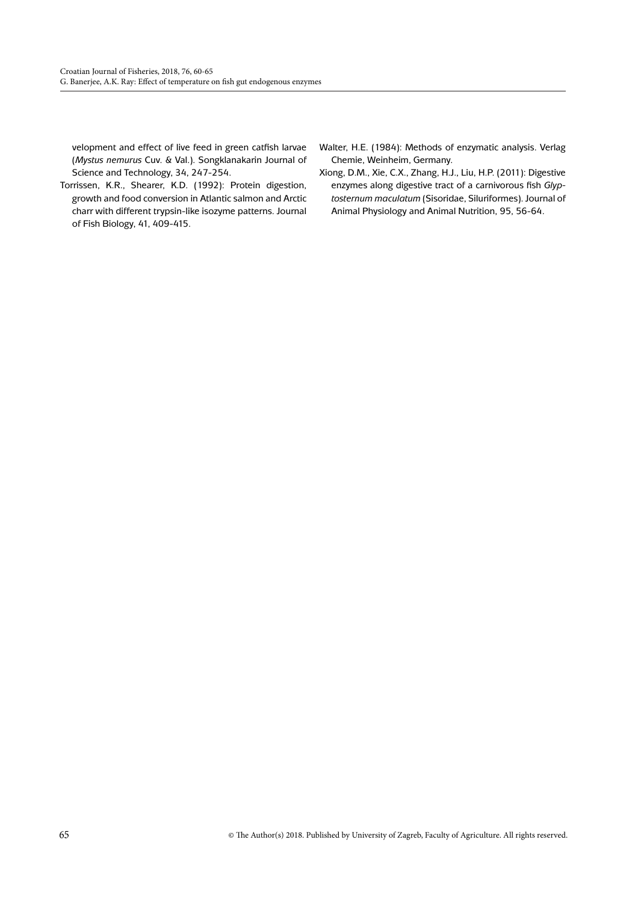velopment and effect of live feed in green catfish larvae (*Mystus nemurus* Cuv. & Val.). Songklanakarin Journal of Science and Technology, 34, 247-254.

Torrissen, K.R., Shearer, K.D. (1992): Protein digestion, growth and food conversion in Atlantic salmon and Arctic charr with different trypsin-like isozyme patterns. Journal of Fish Biology, 41, 409-415.

Walter, H.E. (1984): Methods of enzymatic analysis. Verlag Chemie, Weinheim, Germany.

Xiong, D.M., Xie, C.X., Zhang, H.J., Liu, H.P. (2011): Digestive enzymes along digestive tract of a carnivorous fish *Glyptosternum maculatum* (Sisoridae, Siluriformes). Journal of Animal Physiology and Animal Nutrition, 95, 56-64.